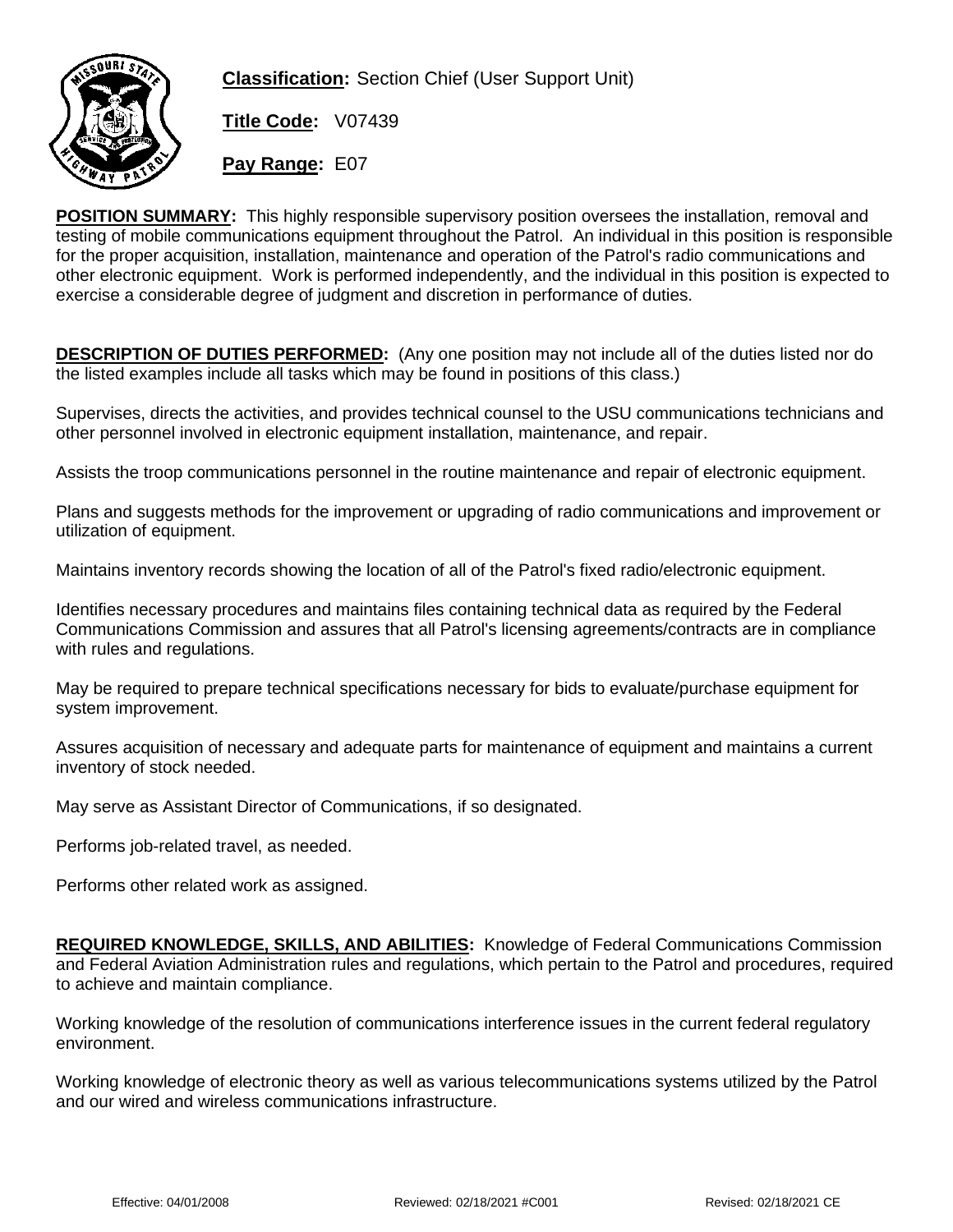**Classification:** Section Chief (User Support Unit)

**Title Code:** V07439

**Pay Range:** E07

**POSITION SUMMARY:** This highly responsible supervisory position oversees the installation, removal and testing of mobile communications equipment throughout the Patrol. An individual in this position is responsible for the proper acquisition, installation, maintenance and operation of the Patrol's radio communications and other electronic equipment. Work is performed independently, and the individual in this position is expected to exercise a considerable degree of judgment and discretion in performance of duties.

**DESCRIPTION OF DUTIES PERFORMED:** (Any one position may not include all of the duties listed nor do the listed examples include all tasks which may be found in positions of this class.)

Supervises, directs the activities, and provides technical counsel to the USU communications technicians and other personnel involved in electronic equipment installation, maintenance, and repair.

Assists the troop communications personnel in the routine maintenance and repair of electronic equipment.

Plans and suggests methods for the improvement or upgrading of radio communications and improvement or utilization of equipment.

Maintains inventory records showing the location of all of the Patrol's fixed radio/electronic equipment.

Identifies necessary procedures and maintains files containing technical data as required by the Federal Communications Commission and assures that all Patrol's licensing agreements/contracts are in compliance with rules and regulations.

May be required to prepare technical specifications necessary for bids to evaluate/purchase equipment for system improvement.

Assures acquisition of necessary and adequate parts for maintenance of equipment and maintains a current inventory of stock needed.

May serve as Assistant Director of Communications, if so designated.

Performs job-related travel, as needed.

Performs other related work as assigned.

**REQUIRED KNOWLEDGE, SKILLS, AND ABILITIES:** Knowledge of Federal Communications Commission and Federal Aviation Administration rules and regulations, which pertain to the Patrol and procedures, required to achieve and maintain compliance.

Working knowledge of the resolution of communications interference issues in the current federal regulatory environment.

Working knowledge of electronic theory as well as various telecommunications systems utilized by the Patrol and our wired and wireless communications infrastructure.

Effective: 04/01/2008 Reviewed: 02/18/2021 #C001 Revised: 02/18/2021 CE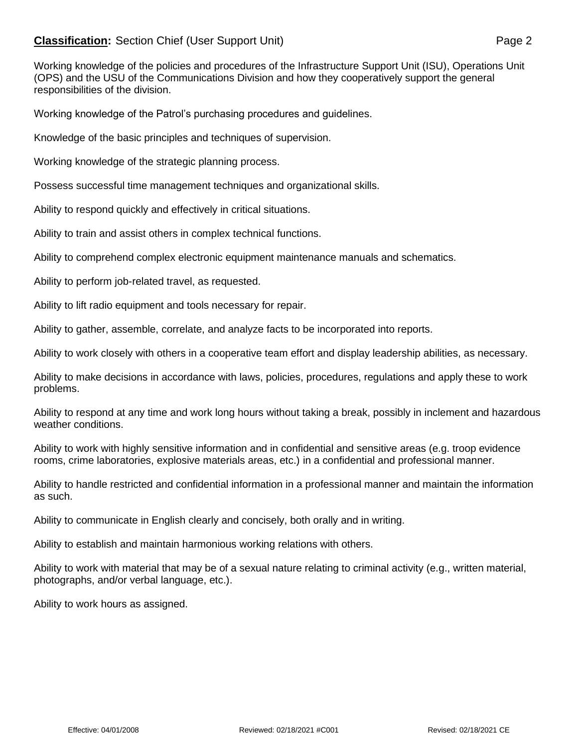Working knowledge of the policies and procedures of the Infrastructure Support Unit (ISU), Operations Unit (OPS) and the USU of the Communications Division and how they cooperatively support the general responsibilities of the division.

Working knowledge of the Patrol's purchasing procedures and guidelines.

Knowledge of the basic principles and techniques of supervision.

Working knowledge of the strategic planning process.

Possess successful time management techniques and organizational skills.

Ability to respond quickly and effectively in critical situations.

Ability to train and assist others in complex technical functions.

Ability to comprehend complex electronic equipment maintenance manuals and schematics.

Ability to perform job-related travel, as requested.

Ability to lift radio equipment and tools necessary for repair.

Ability to gather, assemble, correlate, and analyze facts to be incorporated into reports.

Ability to work closely with others in a cooperative team effort and display leadership abilities, as necessary.

Ability to make decisions in accordance with laws, policies, procedures, regulations and apply these to work problems.

Ability to respond at any time and work long hours without taking a break, possibly in inclement and hazardous weather conditions.

Ability to work with highly sensitive information and in confidential and sensitive areas (e.g. troop evidence rooms, crime laboratories, explosive materials areas, etc.) in a confidential and professional manner.

Ability to handle restricted and confidential information in a professional manner and maintain the information as such.

Ability to communicate in English clearly and concisely, both orally and in writing.

Ability to establish and maintain harmonious working relations with others.

Ability to work with material that may be of a sexual nature relating to criminal activity (e.g., written material, photographs, and/or verbal language, etc.).

Ability to work hours as assigned.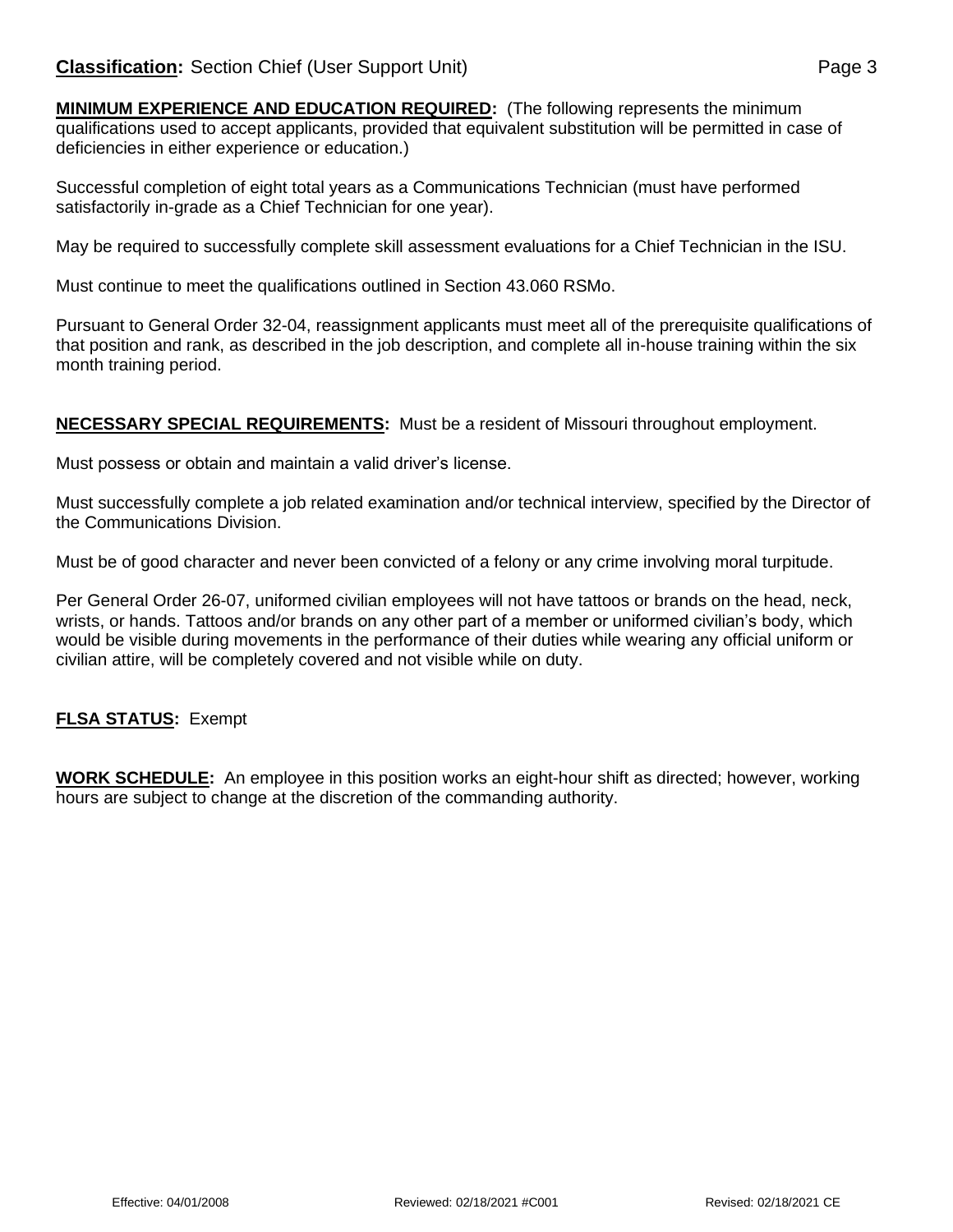**MINIMUM EXPERIENCE AND EDUCATION REQUIRED:** (The following represents the minimum qualifications used to accept applicants, provided that equivalent substitution will be permitted in case of deficiencies in either experience or education.)

Successful completion of eight total years as a Communications Technician (must have performed satisfactorily in-grade as a Chief Technician for one year).

May be required to successfully complete skill assessment evaluations for a Chief Technician in the ISU.

Must continue to meet the qualifications outlined in Section 43.060 RSMo.

Pursuant to General Order 32-04, reassignment applicants must meet all of the prerequisite qualifications of that position and rank, as described in the job description, and complete all in-house training within the six month training period.

**NECESSARY SPECIAL REQUIREMENTS:** Must be a resident of Missouri throughout employment.

Must possess or obtain and maintain a valid driver's license.

Must successfully complete a job related examination and/or technical interview, specified by the Director of the Communications Division.

Must be of good character and never been convicted of a felony or any crime involving moral turpitude.

Per General Order 26-07, uniformed civilian employees will not have tattoos or brands on the head, neck, wrists, or hands. Tattoos and/or brands on any other part of a member or uniformed civilian's body, which would be visible during movements in the performance of their duties while wearing any official uniform or civilian attire, will be completely covered and not visible while on duty.

**FLSA STATUS:** Exempt

**WORK SCHEDULE:** An employee in this position works an eight-hour shift as directed; however, working hours are subject to change at the discretion of the commanding authority.